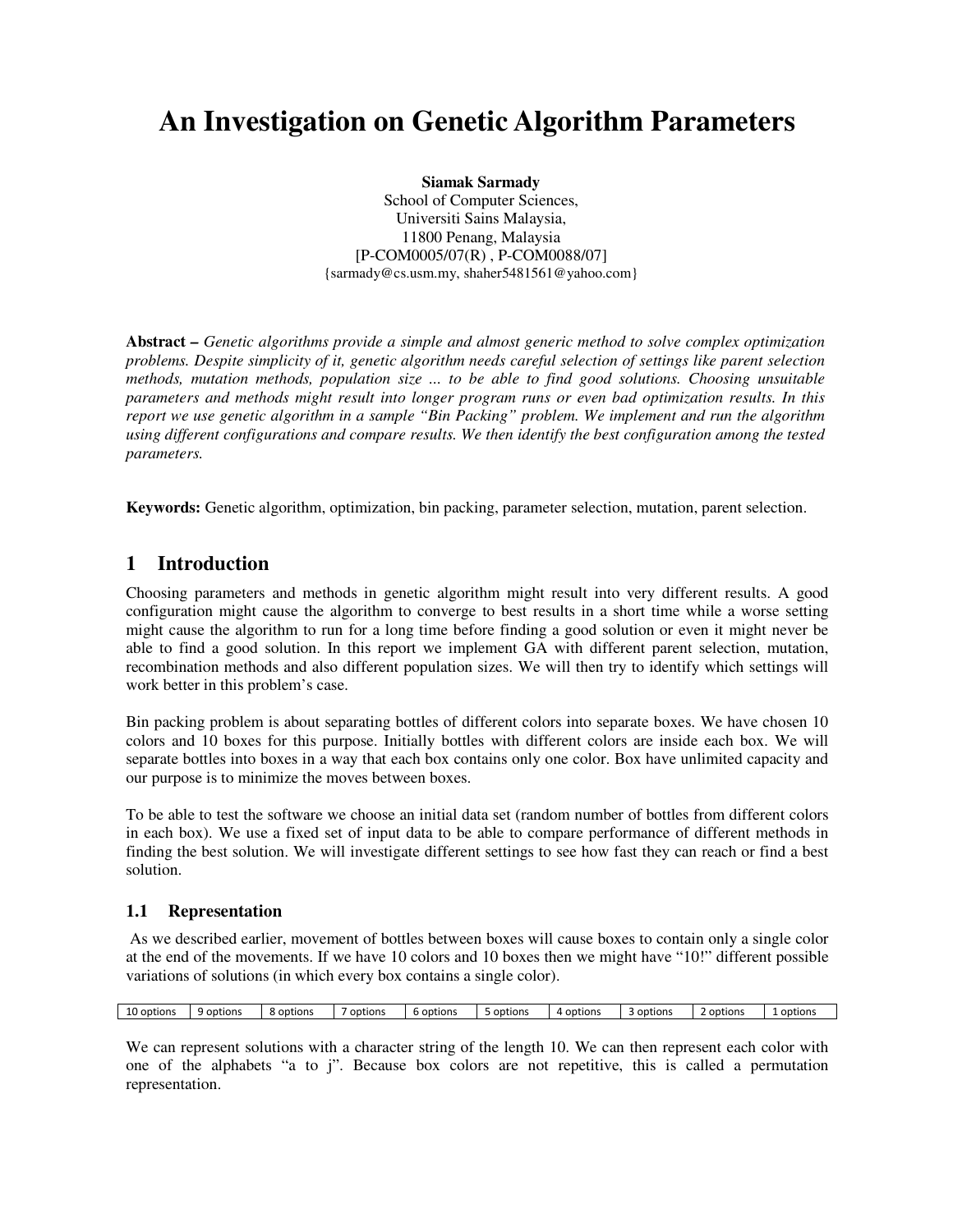# An Investigation on Genetic Algorithm Parameters

**Siamak Sarmady**
School of Computer Sciences,
Universiti Sains Malaysia,
11800 Penang, Malaysia
[P-COM0005/07(R) , P-COM0088/07]
{sarmady@cs.usm.my, shaher5481561@yahoo.com}

**Abstract –** *Genetic algorithms provide a simple and almost generic method to solve complex optimization problems. Despite simplicity of it, genetic algorithm needs careful selection of settings like parent selection methods, mutation methods, population size ... to be able to find good solutions. Choosing unsuitable parameters and methods might result into longer program runs or even bad optimization results. In this report we use genetic algorithm in a sample "Bin Packing" problem. We implement and run the algorithm using different configurations and compare results. We then identify the best configuration among the tested parameters.*

**Keywords:** Genetic algorithm, optimization, bin packing, parameter selection, mutation, parent selection.

## 1 Introduction

Choosing parameters and methods in genetic algorithm might result into very different results. A good configuration might cause the algorithm to converge to best results in a short time while a worse setting might cause the algorithm to run for a long time before finding a good solution or even it might never be able to find a good solution. In this report we implement GA with different parent selection, mutation, recombination methods and also different population sizes. We will then try to identify which settings will work better in this problem's case.

Bin packing problem is about separating bottles of different colors into separate boxes. We have chosen 10 colors and 10 boxes for this purpose. Initially bottles with different colors are inside each box. We will separate bottles into boxes in a way that each box contains only one color. Box have unlimited capacity and our purpose is to minimize the moves between boxes.

To be able to test the software we choose an initial data set (random number of bottles from different colors in each box). We use a fixed set of input data to be able to compare performance of different methods in finding the best solution. We will investigate different settings to see how fast they can reach or find a best solution.

### 1.1 Representation

As we described earlier, movement of bottles between boxes will cause boxes to contain only a single color at the end of the movements. If we have 10 colors and 10 boxes then we might have "10!" different possible variations of solutions (in which every box contains a single color).

| 10 options | 9 options | 8 options | 7 options | 6 options | 5 options | 4 options | 3 options | 2 options | 1 options |
|---|---|---|---|---|---|---|---|---|---|

We can represent solutions with a character string of the length 10. We can then represent each color with one of the alphabets "a to j". Because box colors are not repetitive, this is called a permutation representation.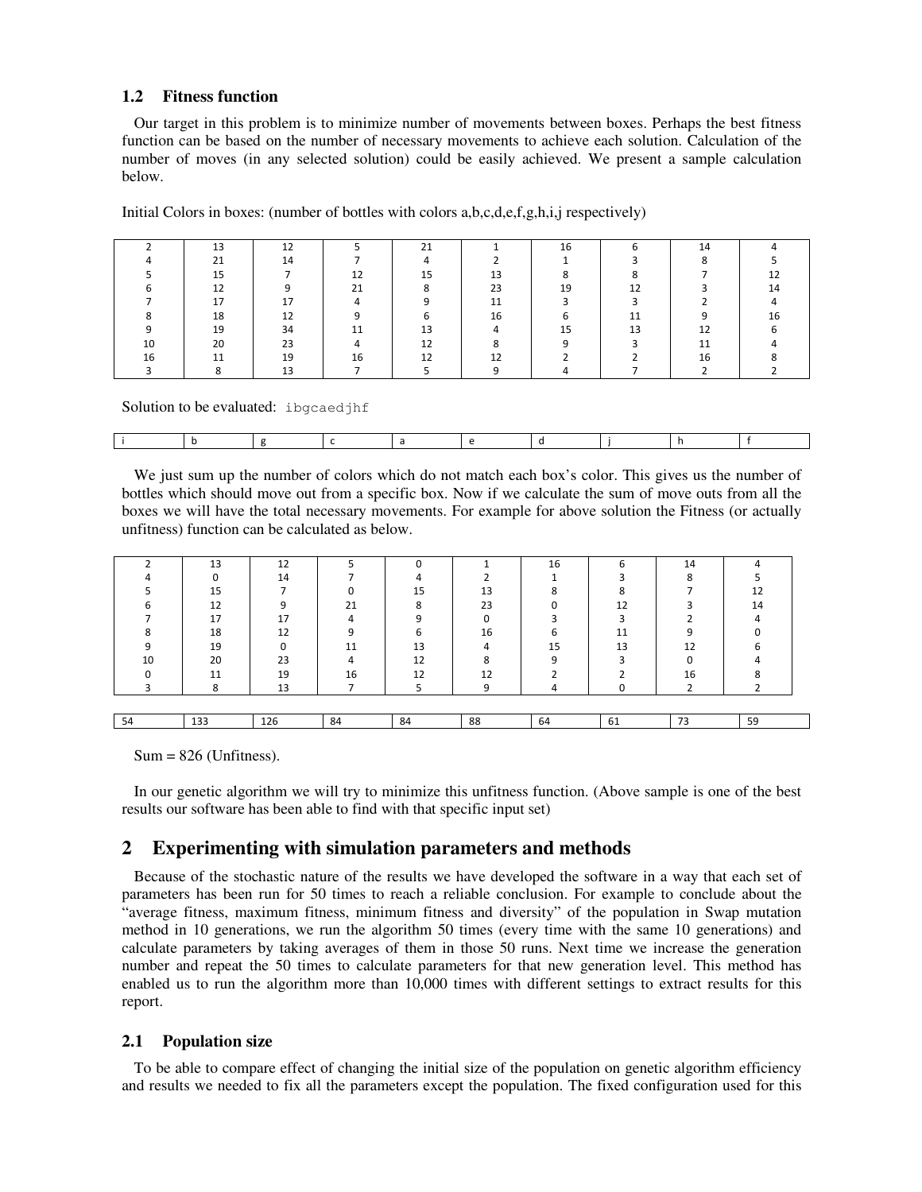### 1.2 Fitness function

Our target in this problem is to minimize number of movements between boxes. Perhaps the best fitness function can be based on the number of necessary movements to achieve each solution. Calculation of the number of moves (in any selected solution) could be easily achieved. We present a sample calculation below.

Initial Colors in boxes: (number of bottles with colors a,b,c,d,e,f,g,h,i,j respectively)

| | | | | | | | | | |
|---|---|---|---|---|---|---|---|---|---|
| 2 | 13 | 12 | 5 | 21 | 1 | 16 | 6 | 14 | 4 |
| 4 | 21 | 14 | 7 | 4 | 2 | 1 | 3 | 8 | 5 |
| 5 | 15 | 7 | 12 | 15 | 13 | 8 | 8 | 7 | 12 |
| 6 | 12 | 9 | 21 | 8 | 23 | 19 | 12 | 3 | 14 |
| 7 | 17 | 17 | 4 | 9 | 11 | 3 | 3 | 2 | 4 |
| 8 | 18 | 12 | 9 | 6 | 16 | 6 | 11 | 9 | 16 |
| 9 | 19 | 34 | 11 | 13 | 4 | 15 | 13 | 12 | 6 |
| 10 | 20 | 23 | 4 | 12 | 8 | 9 | 3 | 11 | 4 |
| 16 | 11 | 19 | 16 | 12 | 12 | 2 | 2 | 16 | 8 |
| 3 | 8 | 13 | 7 | 5 | 9 | 4 | 7 | 2 | 2 |

Solution to be evaluated: `ibgcaedjhf`

| | | | | | | | | | |
|---|---|---|---|---|---|---|---|---|---|
| i | b | g | c | a | e | d | j | h | f |

We just sum up the number of colors which do not match each box's color. This gives us the number of bottles which should move out from a specific box. Now if we calculate the sum of move outs from all the boxes we will have the total necessary movements. For example for above solution the Fitness (or actually unfitness) function can be calculated as below.

| | | | | | | | | | |
|---|---|---|---|---|---|---|---|---|---|
| 2 | 13 | 12 | 5 | 0 | 1 | 16 | 6 | 14 | 4 |
| 4 | 0 | 14 | 7 | 4 | 2 | 1 | 3 | 8 | 5 |
| 5 | 15 | 7 | 0 | 15 | 13 | 8 | 8 | 7 | 12 |
| 6 | 12 | 9 | 21 | 8 | 23 | 0 | 12 | 3 | 14 |
| 7 | 17 | 17 | 4 | 9 | 0 | 3 | 3 | 2 | 4 |
| 8 | 18 | 12 | 9 | 6 | 16 | 6 | 11 | 9 | 0 |
| 9 | 19 | 0 | 11 | 13 | 4 | 15 | 13 | 12 | 6 |
| 10 | 20 | 23 | 4 | 12 | 8 | 9 | 3 | 0 | 4 |
| 0 | 11 | 19 | 16 | 12 | 12 | 2 | 2 | 16 | 8 |
| 3 | 8 | 13 | 7 | 5 | 9 | 4 | 0 | 2 | 2 |

| | | | | | | | | | |
|---|---|---|---|---|---|---|---|---|---|
| 54 | 133 | 126 | 84 | 84 | 88 | 64 | 61 | 73 | 59 |

Sum = 826 (Unfitness).

In our genetic algorithm we will try to minimize this unfitness function. (Above sample is one of the best results our software has been able to find with that specific input set)

## 2 Experimenting with simulation parameters and methods

Because of the stochastic nature of the results we have developed the software in a way that each set of parameters has been run for 50 times to reach a reliable conclusion. For example to conclude about the "average fitness, maximum fitness, minimum fitness and diversity" of the population in Swap mutation method in 10 generations, we run the algorithm 50 times (every time with the same 10 generations) and calculate parameters by taking averages of them in those 50 runs. Next time we increase the generation number and repeat the 50 times to calculate parameters for that new generation level. This method has enabled us to run the algorithm more than 10,000 times with different settings to extract results for this report.

### 2.1 Population size

To be able to compare effect of changing the initial size of the population on genetic algorithm efficiency and results we needed to fix all the parameters except the population. The fixed configuration used for this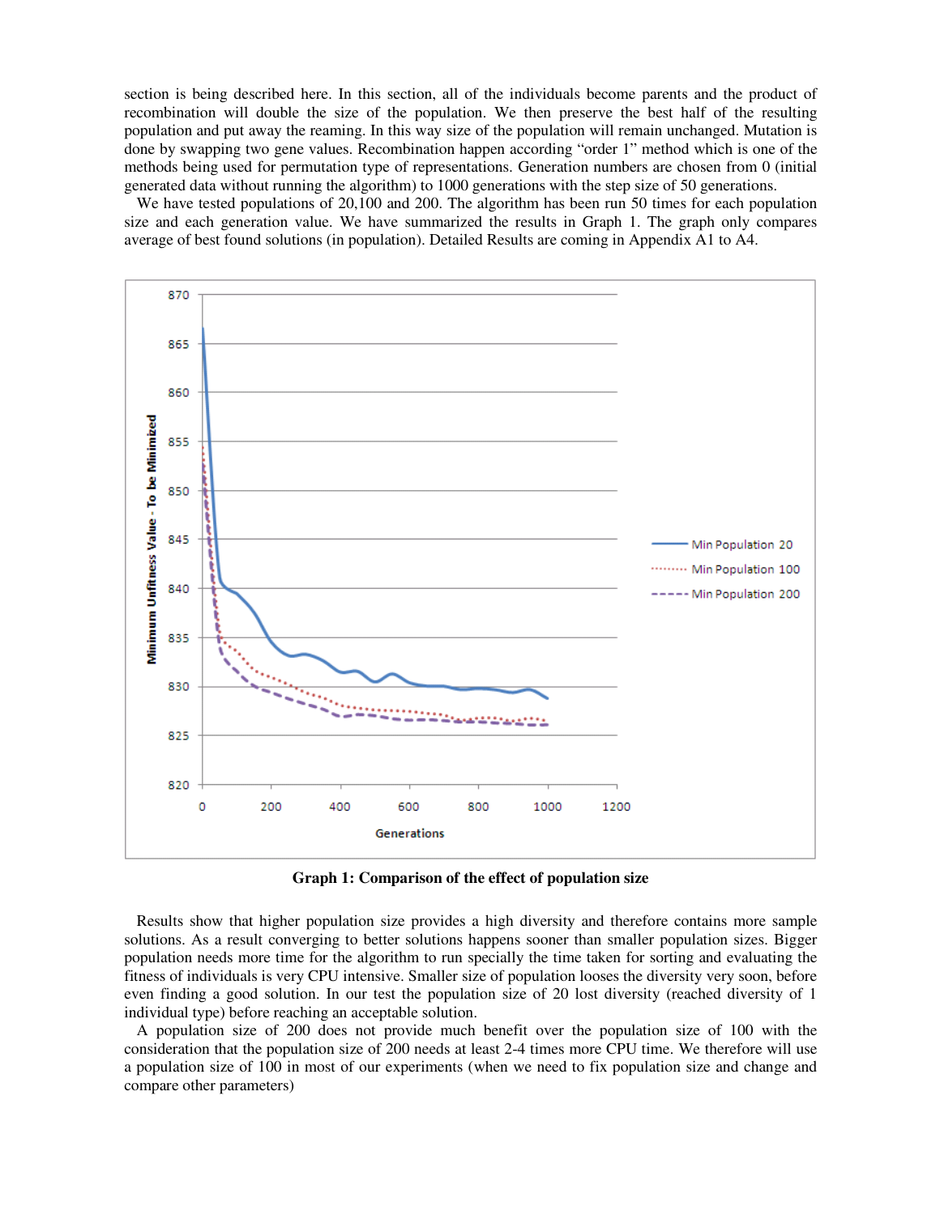section is being described here. In this section, all of the individuals become parents and the product of recombination will double the size of the population. We then preserve the best half of the resulting population and put away the reaming. In this way size of the population will remain unchanged. Mutation is done by swapping two gene values. Recombination happen according "order 1" method which is one of the methods being used for permutation type of representations. Generation numbers are chosen from 0 (initial generated data without running the algorithm) to 1000 generations with the step size of 50 generations.

We have tested populations of 20,100 and 200. The algorithm has been run 50 times for each population size and each generation value. We have summarized the results in Graph 1. The graph only compares average of best found solutions (in population). Detailed Results are coming in Appendix A1 to A4.

**Graph 1: Comparison of the effect of population size**

Results show that higher population size provides a high diversity and therefore contains more sample solutions. As a result converging to better solutions happens sooner than smaller population sizes. Bigger population needs more time for the algorithm to run specially the time taken for sorting and evaluating the fitness of individuals is very CPU intensive. Smaller size of population looses the diversity very soon, before even finding a good solution. In our test the population size of 20 lost diversity (reached diversity of 1 individual type) before reaching an acceptable solution.

A population size of 200 does not provide much benefit over the population size of 100 with the consideration that the population size of 200 needs at least 2-4 times more CPU time. We therefore will use a population size of 100 in most of our experiments (when we need to fix population size and change and compare other parameters)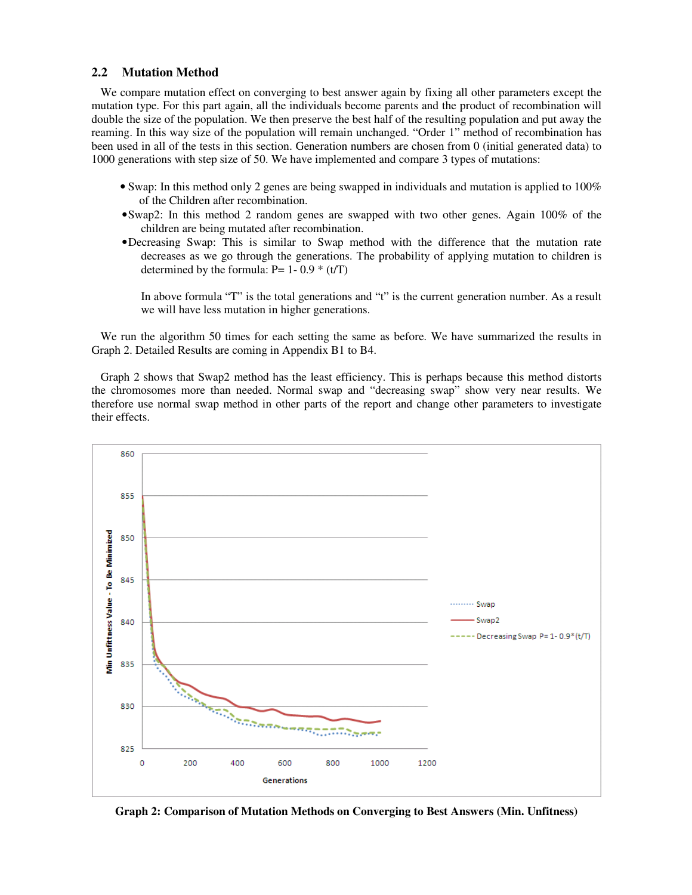### 2.2 Mutation Method

We compare mutation effect on converging to best answer again by fixing all other parameters except the mutation type. For this part again, all the individuals become parents and the product of recombination will double the size of the population. We then preserve the best half of the resulting population and put away the reaming. In this way size of the population will remain unchanged. "Order 1" method of recombination has been used in all of the tests in this section. Generation numbers are chosen from 0 (initial generated data) to 1000 generations with step size of 50. We have implemented and compare 3 types of mutations:

- Swap: In this method only 2 genes are being swapped in individuals and mutation is applied to 100% of the Children after recombination.
- Swap2: In this method 2 random genes are swapped with two other genes. Again 100% of the children are being mutated after recombination.
- Decreasing Swap: This is similar to Swap method with the difference that the mutation rate decreases as we go through the generations. The probability of applying mutation to children is determined by the formula: $P = 1 - 0.9 * (t/T)$

  In above formula "T" is the total generations and "t" is the current generation number. As a result we will have less mutation in higher generations.

We run the algorithm 50 times for each setting the same as before. We have summarized the results in Graph 2. Detailed Results are coming in Appendix B1 to B4.

Graph 2 shows that Swap2 method has the least efficiency. This is perhaps because this method distorts the chromosomes more than needed. Normal swap and "decreasing swap" show very near results. We therefore use normal swap method in other parts of the report and change other parameters to investigate their effects.

**Graph 2: Comparison of Mutation Methods on Converging to Best Answers (Min. Unfitness)**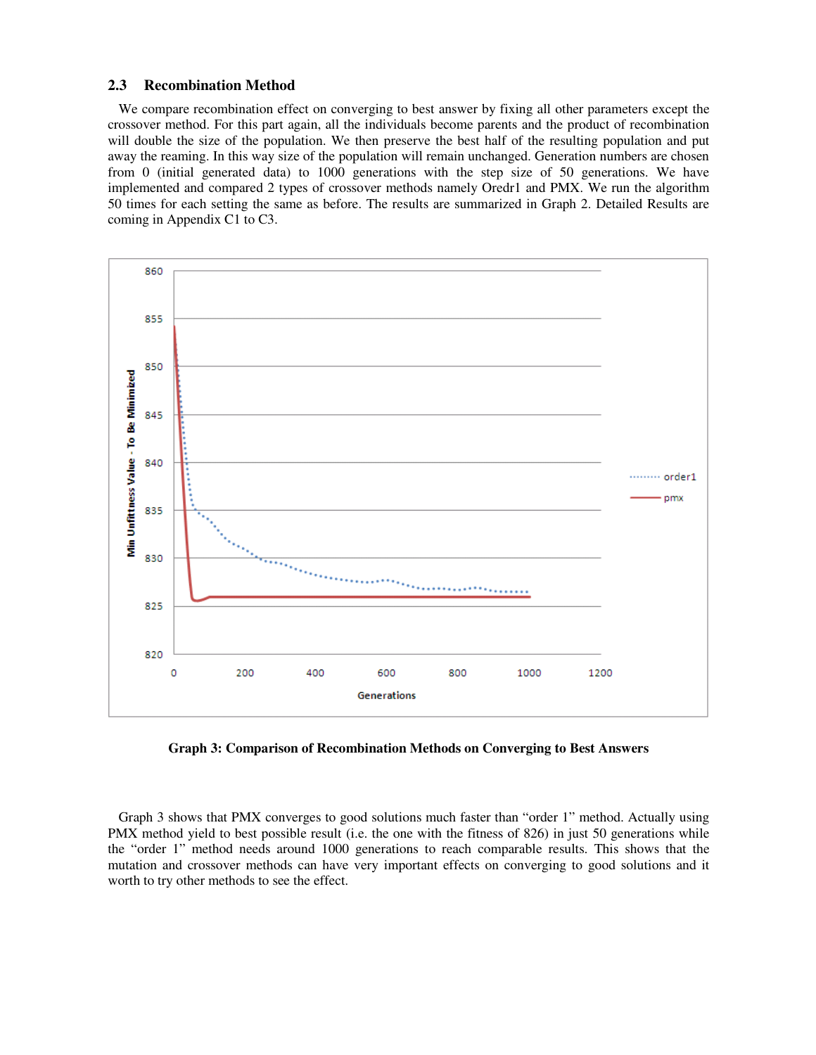### 2.3 Recombination Method

We compare recombination effect on converging to best answer by fixing all other parameters except the crossover method. For this part again, all the individuals become parents and the product of recombination will double the size of the population. We then preserve the best half of the resulting population and put away the reaming. In this way size of the population will remain unchanged. Generation numbers are chosen from 0 (initial generated data) to 1000 generations with the step size of 50 generations. We have implemented and compared 2 types of crossover methods namely Oredr1 and PMX. We run the algorithm 50 times for each setting the same as before. The results are summarized in Graph 2. Detailed Results are coming in Appendix C1 to C3.

**Graph 3: Comparison of Recombination Methods on Converging to Best Answers**

Graph 3 shows that PMX converges to good solutions much faster than "order 1" method. Actually using PMX method yield to best possible result (i.e. the one with the fitness of 826) in just 50 generations while the "order 1" method needs around 1000 generations to reach comparable results. This shows that the mutation and crossover methods can have very important effects on converging to good solutions and it worth to try other methods to see the effect.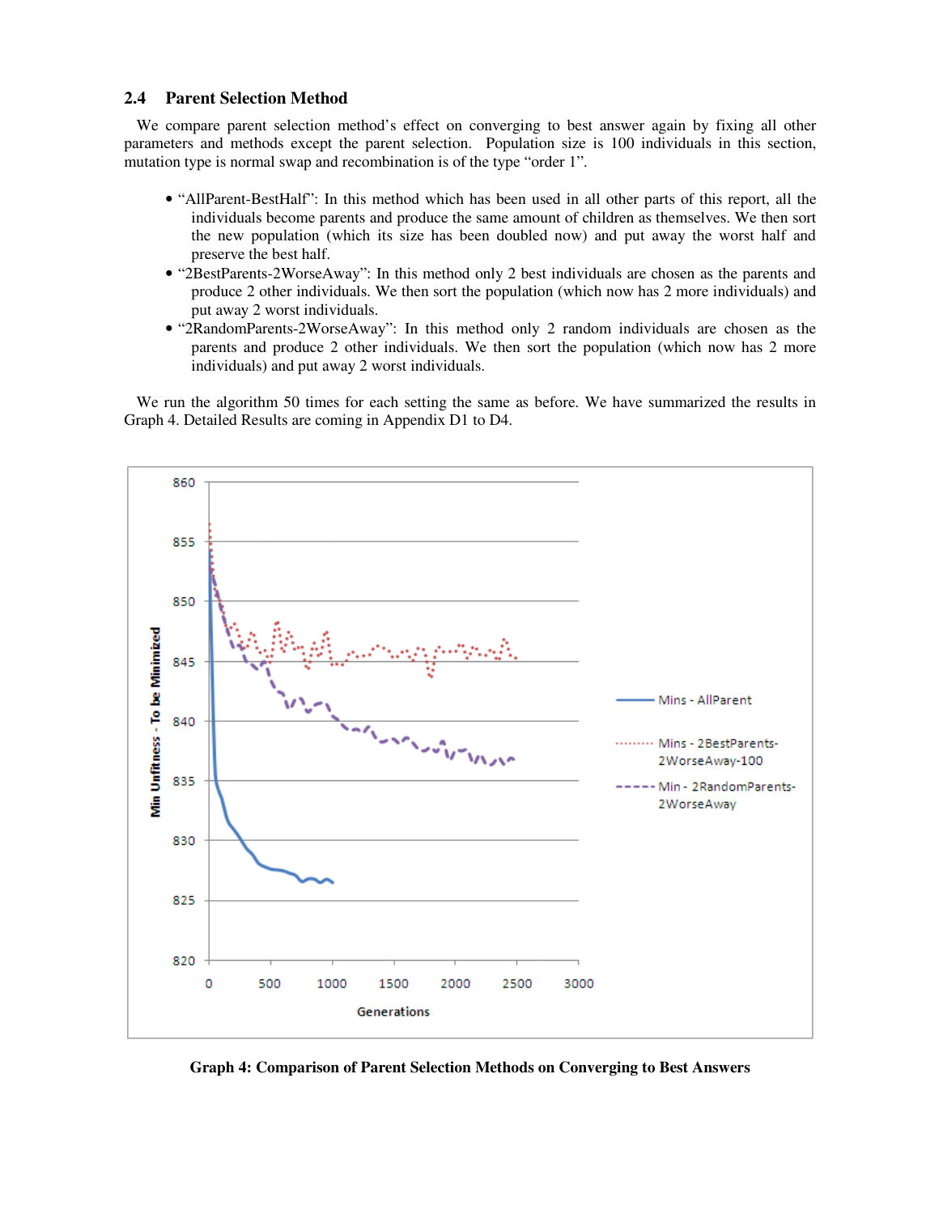### 2.4 Parent Selection Method

We compare parent selection method's effect on converging to best answer again by fixing all other parameters and methods except the parent selection. Population size is 100 individuals in this section, mutation type is normal swap and recombination is of the type "order 1".

- "AllParent-BestHalf": In this method which has been used in all other parts of this report, all the individuals become parents and produce the same amount of children as themselves. We then sort the new population (which its size has been doubled now) and put away the worst half and preserve the best half.
- "2BestParents-2WorseAway": In this method only 2 best individuals are chosen as the parents and produce 2 other individuals. We then sort the population (which now has 2 more individuals) and put away 2 worst individuals.
- "2RandomParents-2WorseAway": In this method only 2 random individuals are chosen as the parents and produce 2 other individuals. We then sort the population (which now has 2 more individuals) and put away 2 worst individuals.

We run the algorithm 50 times for each setting the same as before. We have summarized the results in Graph 4. Detailed Results are coming in Appendix D1 to D4.

**Graph 4: Comparison of Parent Selection Methods on Converging to Best Answers**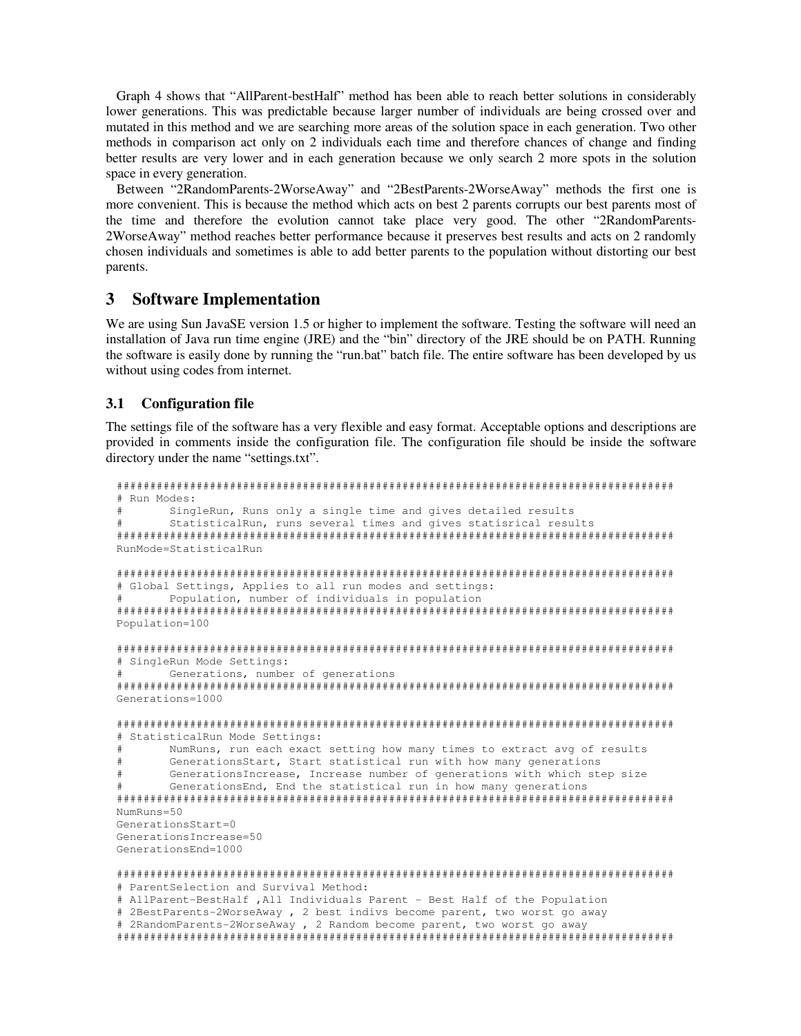Graph 4 shows that "AllParent-bestHalf" method has been able to reach better solutions in considerably lower generations. This was predictable because larger number of individuals are being crossed over and mutated in this method and we are searching more areas of the solution space in each generation. Two other methods in comparison act only on 2 individuals each time and therefore chances of change and finding better results are very lower and in each generation because we only search 2 more spots in the solution space in every generation.

Between "2RandomParents-2WorseAway" and "2BestParents-2WorseAway" methods the first one is more convenient. This is because the method which acts on best 2 parents corrupts our best parents most of the time and therefore the evolution cannot take place very good. The other "2RandomParents-2WorseAway" method reaches better performance because it preserves best results and acts on 2 randomly chosen individuals and sometimes is able to add better parents to the population without distorting our best parents.

## 3 Software Implementation

We are using Sun JavaSE version 1.5 or higher to implement the software. Testing the software will need an installation of Java run time engine (JRE) and the "bin" directory of the JRE should be on PATH. Running the software is easily done by running the "run.bat" batch file. The entire software has been developed by us without using codes from internet.

### 3.1 Configuration file

The settings file of the software has a very flexible and easy format. Acceptable options and descriptions are provided in comments inside the configuration file. The configuration file should be inside the software directory under the name "settings.txt".

```
################################################################################
# Run Modes:
#       SingleRun, Runs only a single time and gives detailed results
#       StatisticalRun, runs several times and gives statisrical results
################################################################################
RunMode=StatisticalRun

################################################################################
# Global Settings, Applies to all run modes and settings:
#       Population, number of individuals in population
################################################################################
Population=100

################################################################################
# SingleRun Mode Settings:
#       Generations, number of generations
################################################################################
Generations=1000

################################################################################
# StatisticalRun Mode Settings:
#       NumRuns, run each exact setting how many times to extract avg of results
#       GenerationsStart, Start statistical run with how many generations
#       GenerationsIncrease, Increase number of generations with which step size
#       GenerationsEnd, End the statistical run in how many generations
################################################################################
NumRuns=50
GenerationsStart=0
GenerationsIncrease=50
GenerationsEnd=1000

################################################################################
# ParentSelection and Survival Method:
# AllParent-BestHalf ,All Individuals Parent - Best Half of the Population
# 2BestParents-2WorseAway , 2 best indivs become parent, two worst go away
# 2RandomParents-2WorseAway , 2 Random become parent, two worst go away
################################################################################
```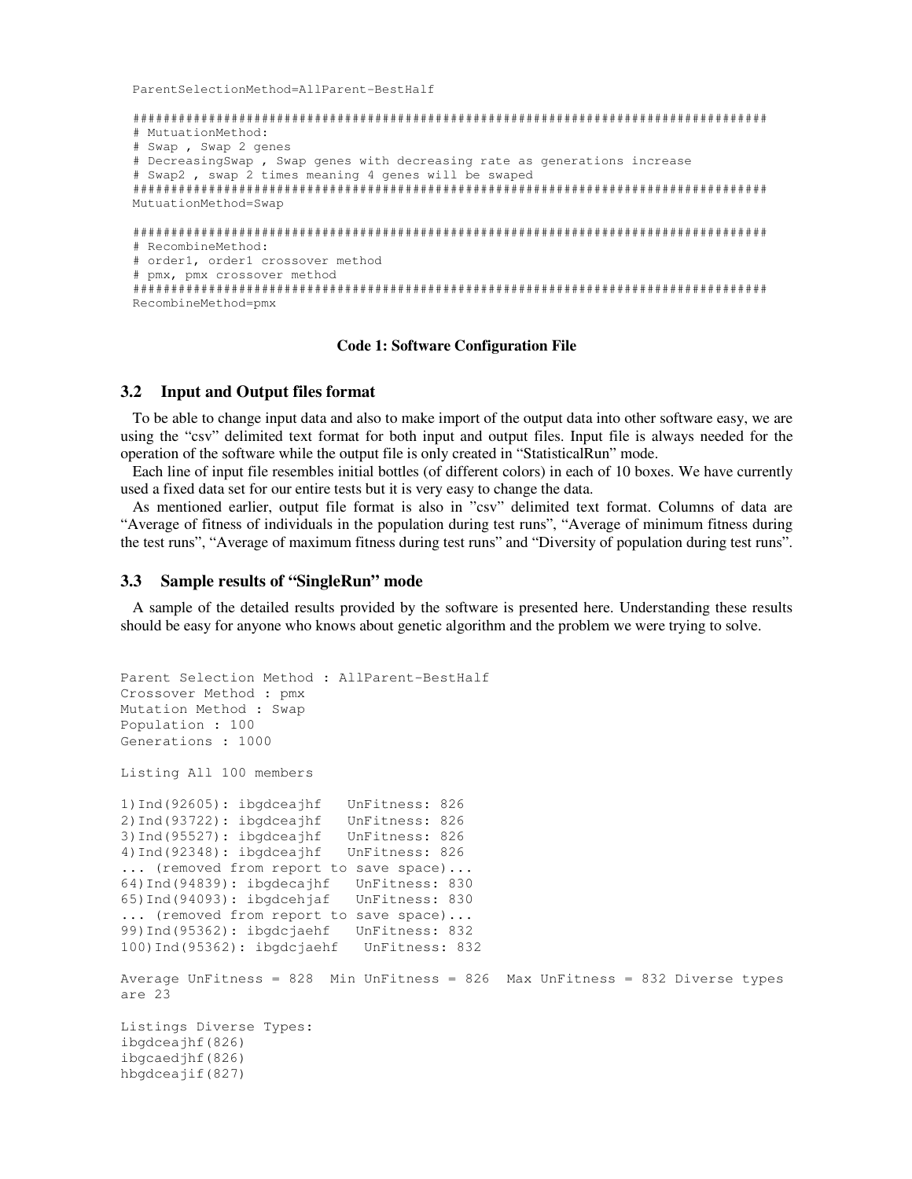```
ParentSelectionMethod=AllParent-BestHalf

##################################################################################
# MutuationMethod:
# Swap , Swap 2 genes
# DecreasingSwap , Swap genes with decreasing rate as generations increase
# Swap2 , swap 2 times meaning 4 genes will be swaped
##################################################################################
MutuationMethod=Swap

##################################################################################
# RecombineMethod:
# order1, order1 crossover method
# pmx, pmx crossover method
##################################################################################
RecombineMethod=pmx
```

**Code 1: Software Configuration File**

### 3.2 Input and Output files format

To be able to change input data and also to make import of the output data into other software easy, we are using the "csv" delimited text format for both input and output files. Input file is always needed for the operation of the software while the output file is only created in "StatisticalRun" mode.

Each line of input file resembles initial bottles (of different colors) in each of 10 boxes. We have currently used a fixed data set for our entire tests but it is very easy to change the data.

As mentioned earlier, output file format is also in "csv" delimited text format. Columns of data are "Average of fitness of individuals in the population during test runs", "Average of minimum fitness during the test runs", "Average of maximum fitness during test runs" and "Diversity of population during test runs".

### 3.3 Sample results of "SingleRun" mode

A sample of the detailed results provided by the software is presented here. Understanding these results should be easy for anyone who knows about genetic algorithm and the problem we were trying to solve.

```
Parent Selection Method : AllParent-BestHalf
Crossover Method : pmx
Mutation Method : Swap
Population : 100
Generations : 1000

Listing All 100 members

1)Ind(92605): ibgdceajhf   UnFitness: 826
2)Ind(93722): ibgdceajhf   UnFitness: 826
3)Ind(95527): ibgdceajhf   UnFitness: 826
4)Ind(92348): ibgdceajhf   UnFitness: 826
... (removed from report to save space)...
64)Ind(94839): ibgdecajhf   UnFitness: 830
65)Ind(94093): ibgdcehjaf   UnFitness: 830
... (removed from report to save space)...
99)Ind(95362): ibgdcjaehf   UnFitness: 832
100)Ind(95362): ibgdcjaehf   UnFitness: 832

Average UnFitness = 828  Min UnFitness = 826  Max UnFitness = 832 Diverse types
are 23

Listings Diverse Types:
ibgdceajhf(826)
ibgcaedjhf(826)
hbgdceajif(827)
```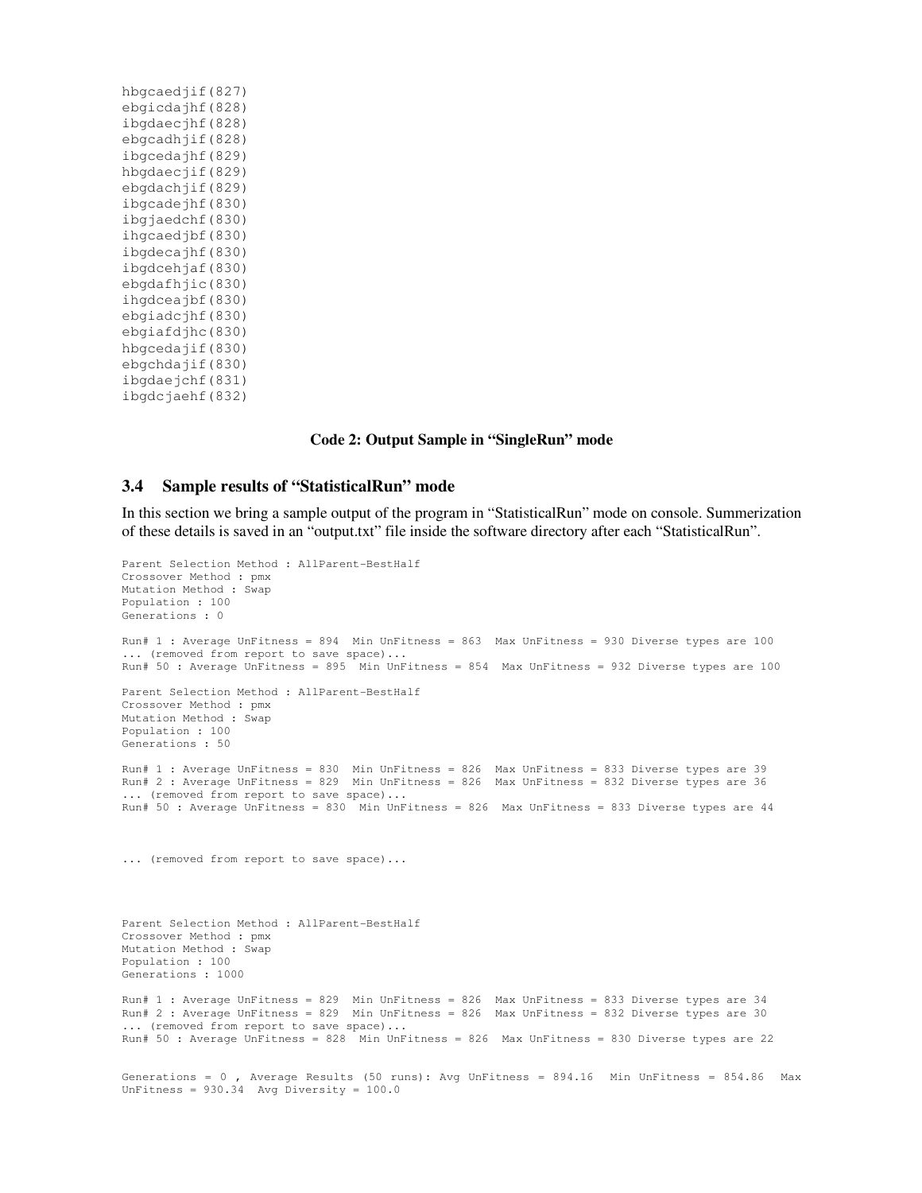```
hbgcaedjif(827)
ebgicdajhf(828)
ibgdaecjhf(828)
ebgcadhjif(828)
ibgcedajhf(829)
hbgdaecjif(829)
ebgdachjif(829)
ibgcadejhf(830)
ibgjaedchf(830)
ihgcaedjbf(830)
ibgdecajhf(830)
ibgdcehjaf(830)
ebgdafhjic(830)
ihgdceajbf(830)
ebgiadcjhf(830)
ebgiafdjhc(830)
hbgcedajif(830)
ebgchdajif(830)
ibgdaejchf(831)
ibgdcjaehf(832)
```

**Code 2: Output Sample in "SingleRun" mode**

### 3.4 Sample results of "StatisticalRun" mode

In this section we bring a sample output of the program in "StatisticalRun" mode on console. Summerization of these details is saved in an "output.txt" file inside the software directory after each "StatisticalRun".

```
Parent Selection Method : AllParent-BestHalf
Crossover Method : pmx
Mutation Method : Swap
Population : 100
Generations : 0

Run# 1 : Average UnFitness = 894  Min UnFitness = 863  Max UnFitness = 930 Diverse types are 100
... (removed from report to save space)...
Run# 50 : Average UnFitness = 895  Min UnFitness = 854  Max UnFitness = 932 Diverse types are 100

Parent Selection Method : AllParent-BestHalf
Crossover Method : pmx
Mutation Method : Swap
Population : 100
Generations : 50

Run# 1 : Average UnFitness = 830  Min UnFitness = 826  Max UnFitness = 833 Diverse types are 39
Run# 2 : Average UnFitness = 829  Min UnFitness = 826  Max UnFitness = 832 Diverse types are 36
... (removed from report to save space)...
Run# 50 : Average UnFitness = 830  Min UnFitness = 826  Max UnFitness = 833 Diverse types are 44



... (removed from report to save space)...



Parent Selection Method : AllParent-BestHalf
Crossover Method : pmx
Mutation Method : Swap
Population : 100
Generations : 1000

Run# 1 : Average UnFitness = 829  Min UnFitness = 826  Max UnFitness = 833 Diverse types are 34
Run# 2 : Average UnFitness = 829  Min UnFitness = 826  Max UnFitness = 832 Diverse types are 30
... (removed from report to save space)...
Run# 50 : Average UnFitness = 828  Min UnFitness = 826  Max UnFitness = 830 Diverse types are 22


Generations = 0 , Average Results (50 runs): Avg UnFitness = 894.16  Min UnFitness = 854.86  Max
UnFitness = 930.34  Avg Diversity = 100.0
```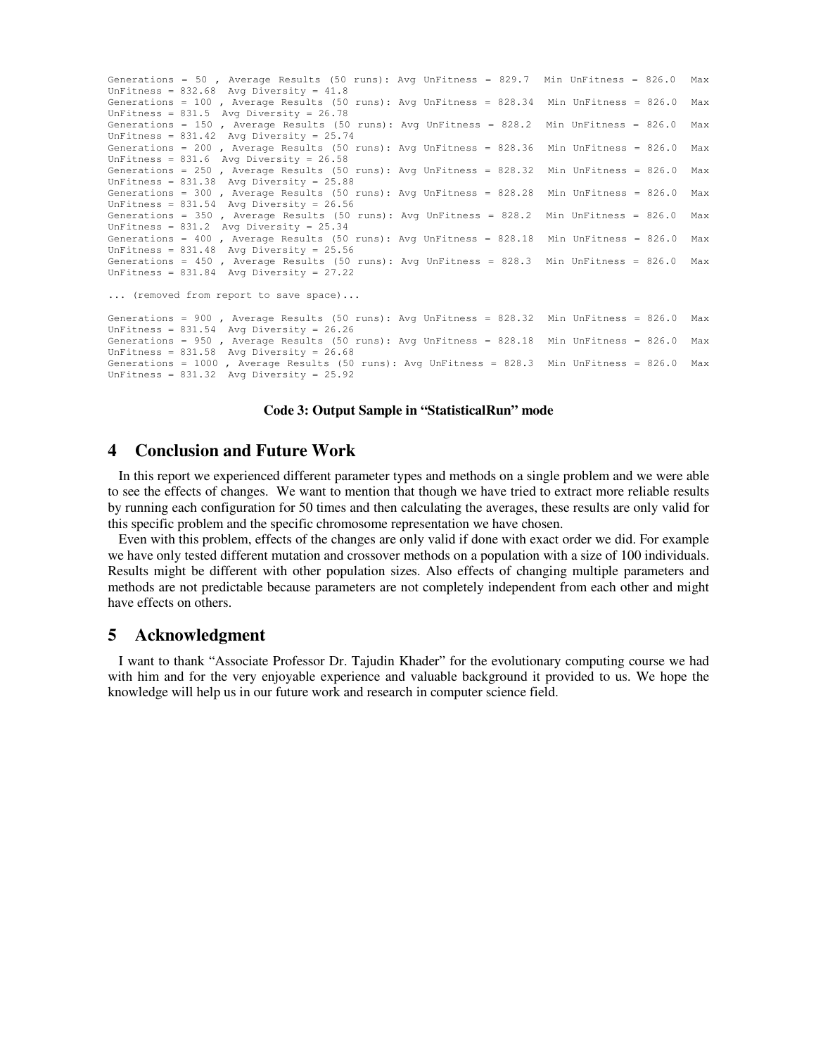```
Generations = 50 , Average Results (50 runs): Avg UnFitness = 829.7  Min UnFitness = 826.0  Max
UnFitness = 832.68  Avg Diversity = 41.8
Generations = 100 , Average Results (50 runs): Avg UnFitness = 828.34  Min UnFitness = 826.0  Max
UnFitness = 831.5  Avg Diversity = 26.78
Generations = 150 , Average Results (50 runs): Avg UnFitness = 828.2  Min UnFitness = 826.0  Max
UnFitness = 831.42  Avg Diversity = 25.74
Generations = 200 , Average Results (50 runs): Avg UnFitness = 828.36  Min UnFitness = 826.0  Max
UnFitness = 831.6  Avg Diversity = 26.58
Generations = 250 , Average Results (50 runs): Avg UnFitness = 828.32  Min UnFitness = 826.0  Max
UnFitness = 831.38  Avg Diversity = 25.88
Generations = 300 , Average Results (50 runs): Avg UnFitness = 828.28  Min UnFitness = 826.0  Max
UnFitness = 831.54  Avg Diversity = 26.56
Generations = 350 , Average Results (50 runs): Avg UnFitness = 828.2  Min UnFitness = 826.0  Max
UnFitness = 831.2  Avg Diversity = 25.34
Generations = 400 , Average Results (50 runs): Avg UnFitness = 828.18  Min UnFitness = 826.0  Max
UnFitness = 831.48  Avg Diversity = 25.56
Generations = 450 , Average Results (50 runs): Avg UnFitness = 828.3  Min UnFitness = 826.0  Max
UnFitness = 831.84  Avg Diversity = 27.22

... (removed from report to save space)...

Generations = 900 , Average Results (50 runs): Avg UnFitness = 828.32  Min UnFitness = 826.0  Max
UnFitness = 831.54  Avg Diversity = 26.26
Generations = 950 , Average Results (50 runs): Avg UnFitness = 828.18  Min UnFitness = 826.0  Max
UnFitness = 831.58  Avg Diversity = 26.68
Generations = 1000 , Average Results (50 runs): Avg UnFitness = 828.3  Min UnFitness = 826.0  Max
UnFitness = 831.32  Avg Diversity = 25.92
```

**Code 3: Output Sample in "StatisticalRun" mode**

# 4 Conclusion and Future Work

In this report we experienced different parameter types and methods on a single problem and we were able to see the effects of changes. We want to mention that though we have tried to extract more reliable results by running each configuration for 50 times and then calculating the averages, these results are only valid for this specific problem and the specific chromosome representation we have chosen.

Even with this problem, effects of the changes are only valid if done with exact order we did. For example we have only tested different mutation and crossover methods on a population with a size of 100 individuals. Results might be different with other population sizes. Also effects of changing multiple parameters and methods are not predictable because parameters are not completely independent from each other and might have effects on others.

# 5 Acknowledgment

I want to thank "Associate Professor Dr. Tajudin Khader" for the evolutionary computing course we had with him and for the very enjoyable experience and valuable background it provided to us. We hope the knowledge will help us in our future work and research in computer science field.